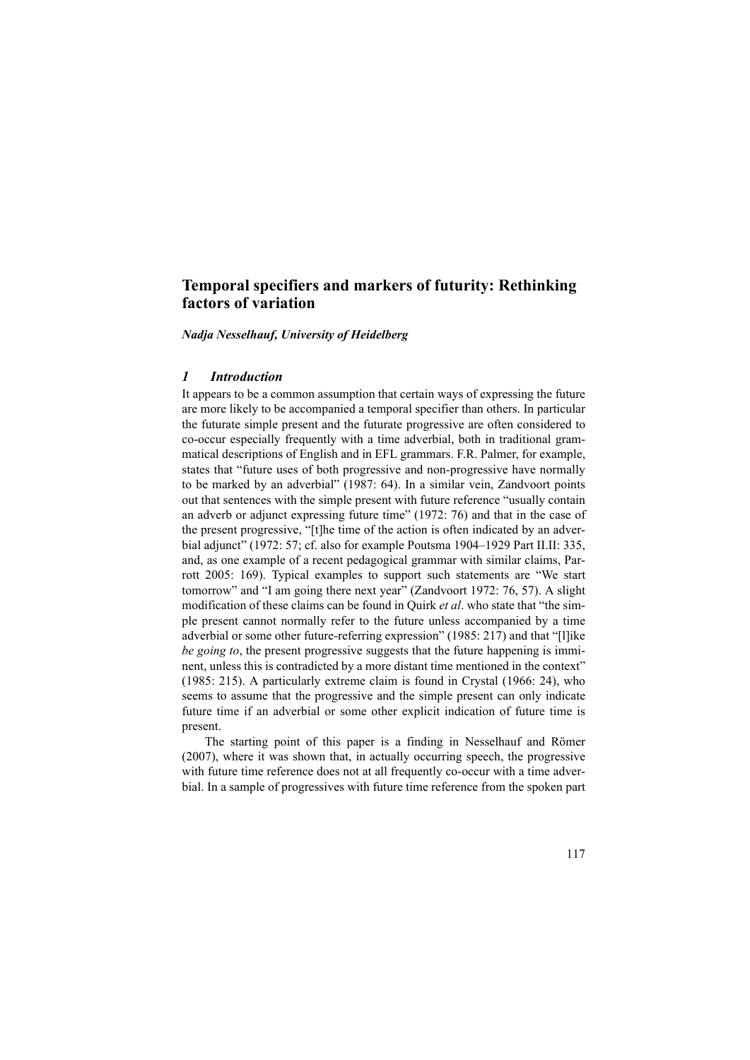# Temporal specifiers and markers of futurity: Rethinking factors of variation

***Nadja Nesselhauf, University of Heidelberg***

## *1 Introduction*

It appears to be a common assumption that certain ways of expressing the future are more likely to be accompanied a temporal specifier than others. In particular the futurate simple present and the futurate progressive are often considered to co-occur especially frequently with a time adverbial, both in traditional grammatical descriptions of English and in EFL grammars. F.R. Palmer, for example, states that "future uses of both progressive and non-progressive have normally to be marked by an adverbial" (1987: 64). In a similar vein, Zandvoort points out that sentences with the simple present with future reference "usually contain an adverb or adjunct expressing future time" (1972: 76) and that in the case of the present progressive, "[t]he time of the action is often indicated by an adverbial adjunct" (1972: 57; cf. also for example Poutsma 1904–1929 Part II.II: 335, and, as one example of a recent pedagogical grammar with similar claims, Parrott 2005: 169). Typical examples to support such statements are "We start tomorrow" and "I am going there next year" (Zandvoort 1972: 76, 57). A slight modification of these claims can be found in Quirk *et al*. who state that "the simple present cannot normally refer to the future unless accompanied by a time adverbial or some other future-referring expression" (1985: 217) and that "[l]ike *be going to*, the present progressive suggests that the future happening is imminent, unless this is contradicted by a more distant time mentioned in the context" (1985: 215). A particularly extreme claim is found in Crystal (1966: 24), who seems to assume that the progressive and the simple present can only indicate future time if an adverbial or some other explicit indication of future time is present.

The starting point of this paper is a finding in Nesselhauf and Römer (2007), where it was shown that, in actually occurring speech, the progressive with future time reference does not at all frequently co-occur with a time adverbial. In a sample of progressives with future time reference from the spoken part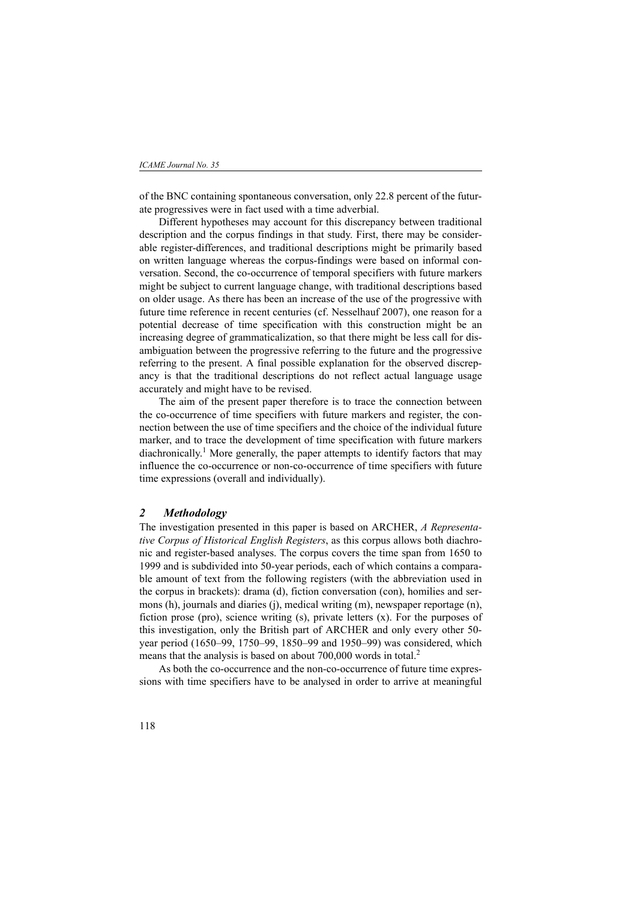of the BNC containing spontaneous conversation, only 22.8 percent of the futurate progressives were in fact used with a time adverbial.

Different hypotheses may account for this discrepancy between traditional description and the corpus findings in that study. First, there may be considerable register-differences, and traditional descriptions might be primarily based on written language whereas the corpus-findings were based on informal conversation. Second, the co-occurrence of temporal specifiers with future markers might be subject to current language change, with traditional descriptions based on older usage. As there has been an increase of the use of the progressive with future time reference in recent centuries (cf. Nesselhauf 2007), one reason for a potential decrease of time specification with this construction might be an increasing degree of grammaticalization, so that there might be less call for disambiguation between the progressive referring to the future and the progressive referring to the present. A final possible explanation for the observed discrepancy is that the traditional descriptions do not reflect actual language usage accurately and might have to be revised.

The aim of the present paper therefore is to trace the connection between the co-occurrence of time specifiers with future markers and register, the connection between the use of time specifiers and the choice of the individual future marker, and to trace the development of time specification with future markers diachronically.[1] More generally, the paper attempts to identify factors that may influence the co-occurrence or non-co-occurrence of time specifiers with future time expressions (overall and individually).

## 2 Methodology

The investigation presented in this paper is based on ARCHER, *A Representative Corpus of Historical English Registers*, as this corpus allows both diachronic and register-based analyses. The corpus covers the time span from 1650 to 1999 and is subdivided into 50-year periods, each of which contains a comparable amount of text from the following registers (with the abbreviation used in the corpus in brackets): drama (d), fiction conversation (con), homilies and sermons (h), journals and diaries (j), medical writing (m), newspaper reportage (n), fiction prose (pro), science writing (s), private letters (x). For the purposes of this investigation, only the British part of ARCHER and only every other 50-year period (1650–99, 1750–99, 1850–99 and 1950–99) was considered, which means that the analysis is based on about 700,000 words in total.[2]

As both the co-occurrence and the non-co-occurrence of future time expressions with time specifiers have to be analysed in order to arrive at meaningful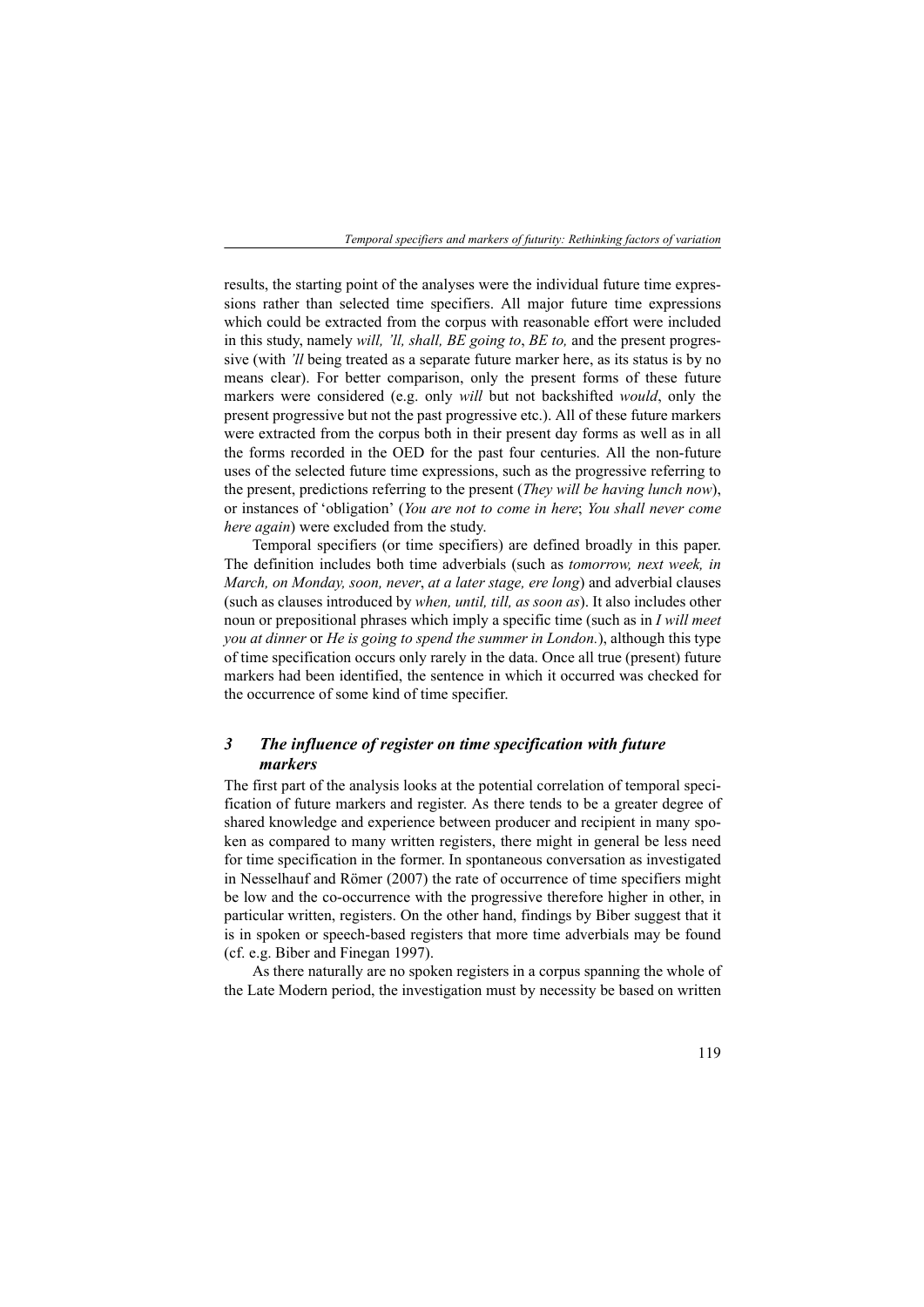results, the starting point of the analyses were the individual future time expressions rather than selected time specifiers. All major future time expressions which could be extracted from the corpus with reasonable effort were included in this study, namely *will, 'll, shall, BE going to*, *BE to,* and the present progressive (with *'ll* being treated as a separate future marker here, as its status is by no means clear). For better comparison, only the present forms of these future markers were considered (e.g. only *will* but not backshifted *would*, only the present progressive but not the past progressive etc.). All of these future markers were extracted from the corpus both in their present day forms as well as in all the forms recorded in the OED for the past four centuries. All the non-future uses of the selected future time expressions, such as the progressive referring to the present, predictions referring to the present (*They will be having lunch now*), or instances of 'obligation' (*You are not to come in here*; *You shall never come here again*) were excluded from the study.

Temporal specifiers (or time specifiers) are defined broadly in this paper. The definition includes both time adverbials (such as *tomorrow, next week, in March, on Monday, soon, never*, *at a later stage, ere long*) and adverbial clauses (such as clauses introduced by *when, until, till, as soon as*). It also includes other noun or prepositional phrases which imply a specific time (such as in *I will meet you at dinner* or *He is going to spend the summer in London.*), although this type of time specification occurs only rarely in the data. Once all true (present) future markers had been identified, the sentence in which it occurred was checked for the occurrence of some kind of time specifier.

## *3 The influence of register on time specification with future markers*

The first part of the analysis looks at the potential correlation of temporal specification of future markers and register. As there tends to be a greater degree of shared knowledge and experience between producer and recipient in many spoken as compared to many written registers, there might in general be less need for time specification in the former. In spontaneous conversation as investigated in Nesselhauf and Römer (2007) the rate of occurrence of time specifiers might be low and the co-occurrence with the progressive therefore higher in other, in particular written, registers. On the other hand, findings by Biber suggest that it is in spoken or speech-based registers that more time adverbials may be found (cf. e.g. Biber and Finegan 1997).

As there naturally are no spoken registers in a corpus spanning the whole of the Late Modern period, the investigation must by necessity be based on written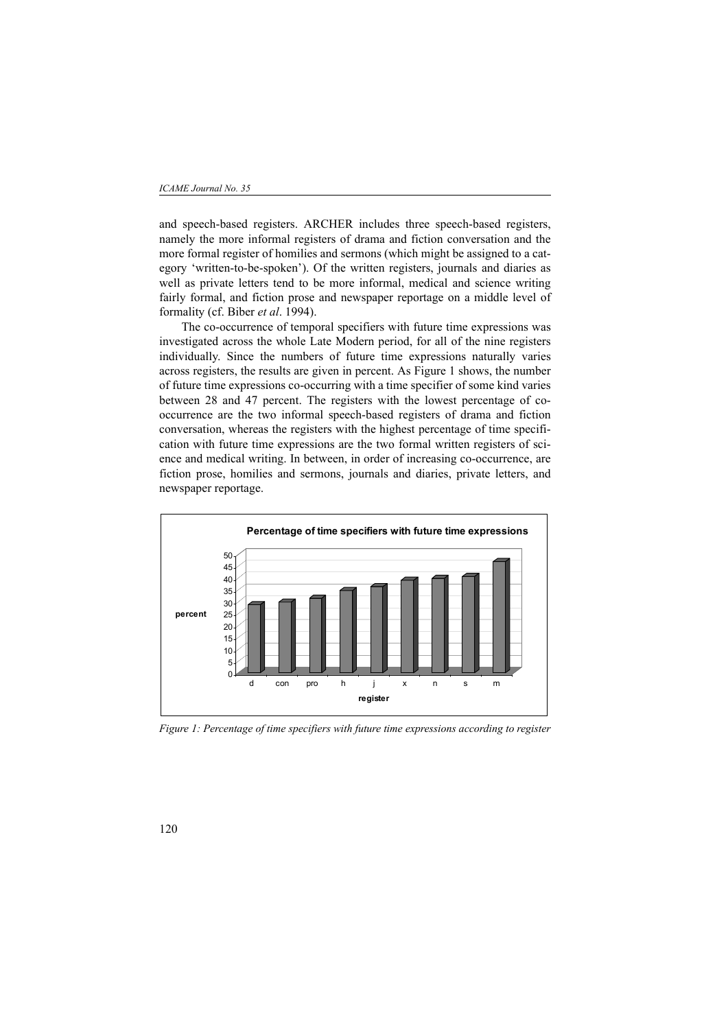and speech-based registers. ARCHER includes three speech-based registers, namely the more informal registers of drama and fiction conversation and the more formal register of homilies and sermons (which might be assigned to a category 'written-to-be-spoken'). Of the written registers, journals and diaries as well as private letters tend to be more informal, medical and science writing fairly formal, and fiction prose and newspaper reportage on a middle level of formality (cf. Biber *et al*. 1994).

The co-occurrence of temporal specifiers with future time expressions was investigated across the whole Late Modern period, for all of the nine registers individually. Since the numbers of future time expressions naturally varies across registers, the results are given in percent. As Figure 1 shows, the number of future time expressions co-occurring with a time specifier of some kind varies between 28 and 47 percent. The registers with the lowest percentage of co-occurrence are the two informal speech-based registers of drama and fiction conversation, whereas the registers with the highest percentage of time specification with future time expressions are the two formal written registers of science and medical writing. In between, in order of increasing co-occurrence, are fiction prose, homilies and sermons, journals and diaries, private letters, and newspaper reportage.

*Figure 1: Percentage of time specifiers with future time expressions according to register*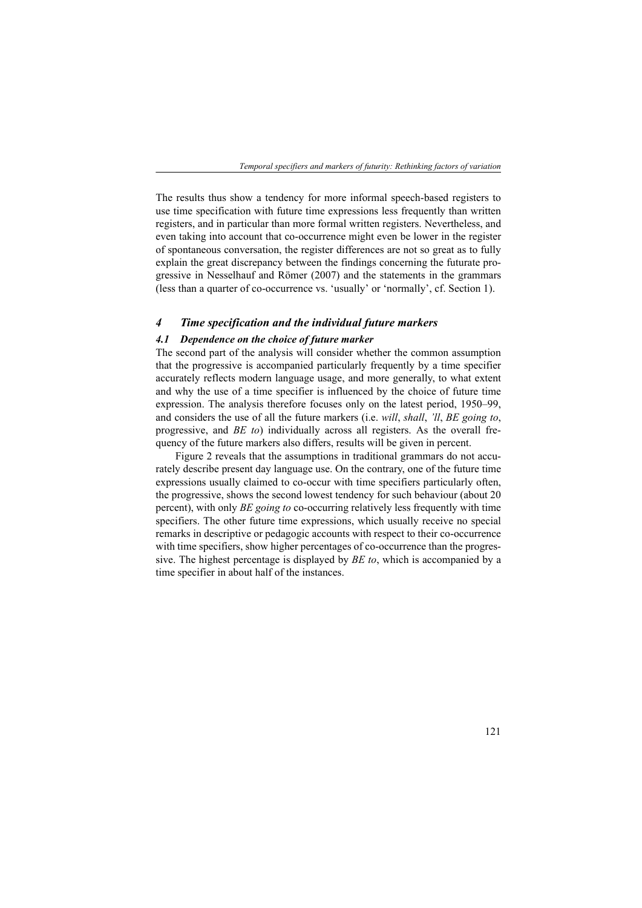The results thus show a tendency for more informal speech-based registers to use time specification with future time expressions less frequently than written registers, and in particular than more formal written registers. Nevertheless, and even taking into account that co-occurrence might even be lower in the register of spontaneous conversation, the register differences are not so great as to fully explain the great discrepancy between the findings concerning the futurate progressive in Nesselhauf and Römer (2007) and the statements in the grammars (less than a quarter of co-occurrence vs. 'usually' or 'normally', cf. Section 1).

## *4 Time specification and the individual future markers*

### *4.1 Dependence on the choice of future marker*

The second part of the analysis will consider whether the common assumption that the progressive is accompanied particularly frequently by a time specifier accurately reflects modern language usage, and more generally, to what extent and why the use of a time specifier is influenced by the choice of future time expression. The analysis therefore focuses only on the latest period, 1950–99, and considers the use of all the future markers (i.e. *will*, *shall*, *'ll*, *BE going to*, progressive, and *BE to*) individually across all registers. As the overall frequency of the future markers also differs, results will be given in percent.

Figure 2 reveals that the assumptions in traditional grammars do not accurately describe present day language use. On the contrary, one of the future time expressions usually claimed to co-occur with time specifiers particularly often, the progressive, shows the second lowest tendency for such behaviour (about 20 percent), with only *BE going to* co-occurring relatively less frequently with time specifiers. The other future time expressions, which usually receive no special remarks in descriptive or pedagogic accounts with respect to their co-occurrence with time specifiers, show higher percentages of co-occurrence than the progressive. The highest percentage is displayed by *BE to*, which is accompanied by a time specifier in about half of the instances.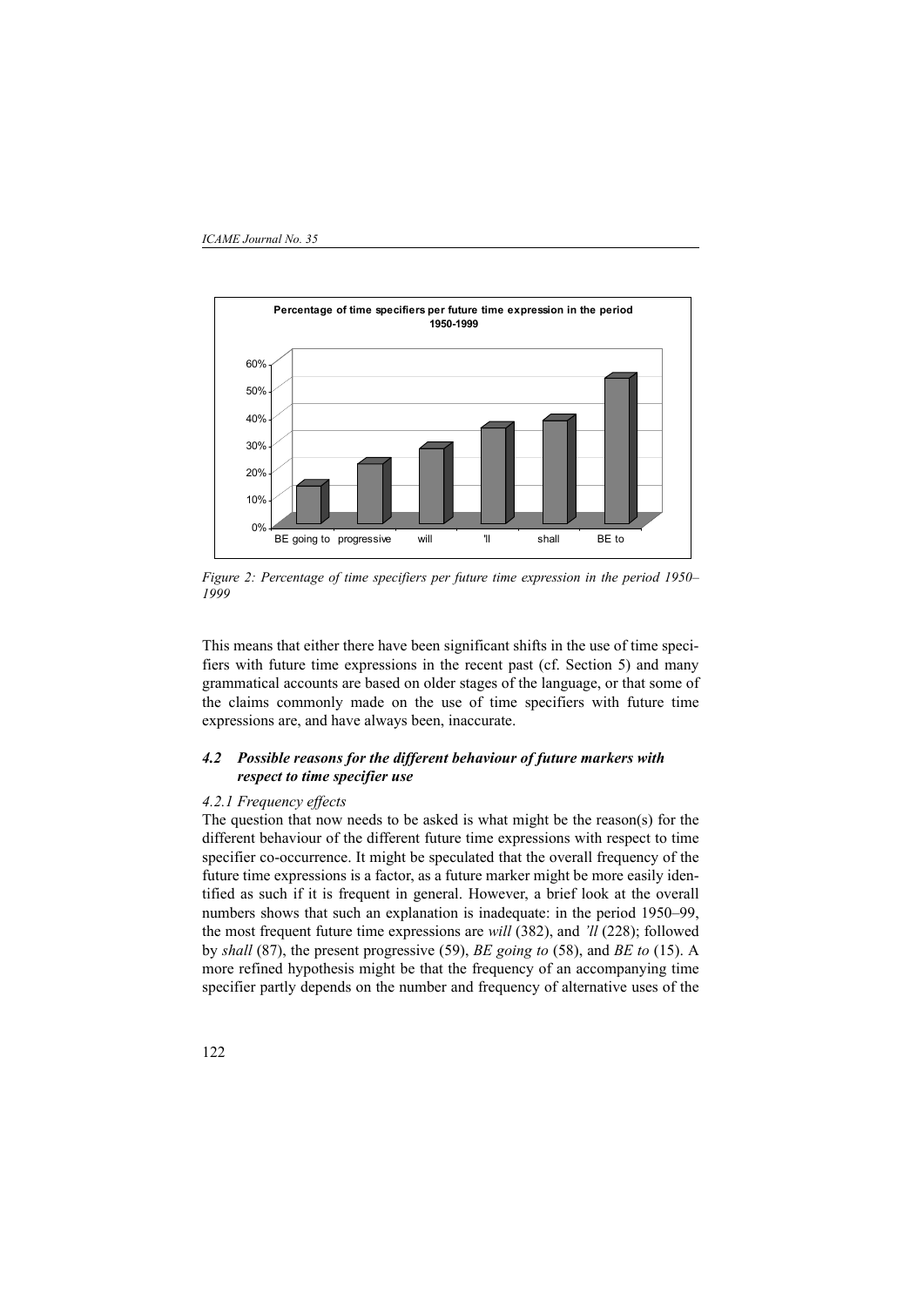Figure 2: Percentage of time specifiers per future time expression in the period 1950–1999

This means that either there have been significant shifts in the use of time specifiers with future time expressions in the recent past (cf. Section 5) and many grammatical accounts are based on older stages of the language, or that some of the claims commonly made on the use of time specifiers with future time expressions are, and have always been, inaccurate.

### *4.2 Possible reasons for the different behaviour of future markers with respect to time specifier use*

#### *4.2.1 Frequency effects*

The question that now needs to be asked is what might be the reason(s) for the different behaviour of the different future time expressions with respect to time specifier co-occurrence. It might be speculated that the overall frequency of the future time expressions is a factor, as a future marker might be more easily identified as such if it is frequent in general. However, a brief look at the overall numbers shows that such an explanation is inadequate: in the period 1950–99, the most frequent future time expressions are *will* (382), and *'ll* (228); followed by *shall* (87), the present progressive (59), *BE going to* (58), and *BE to* (15). A more refined hypothesis might be that the frequency of an accompanying time specifier partly depends on the number and frequency of alternative uses of the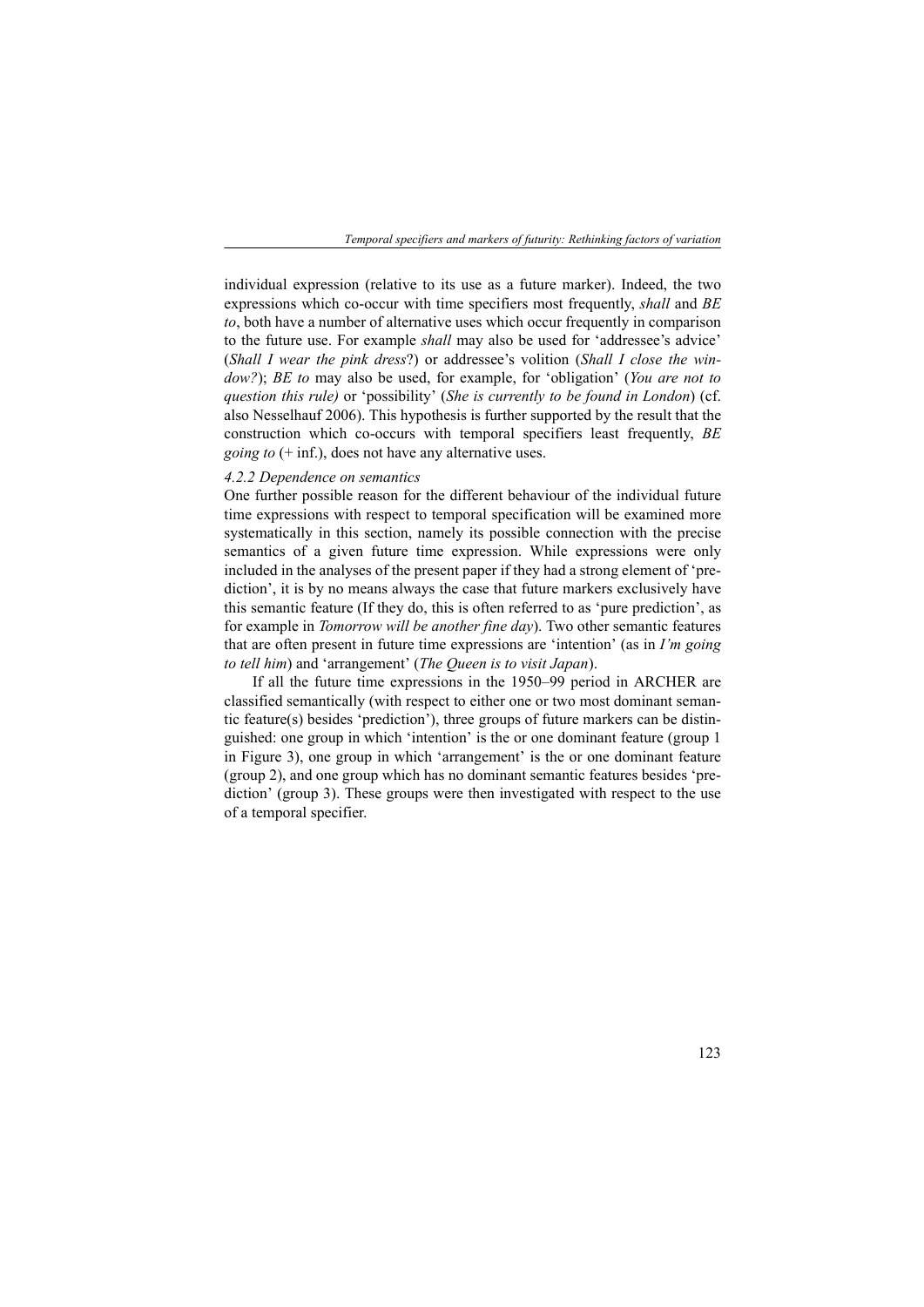individual expression (relative to its use as a future marker). Indeed, the two expressions which co-occur with time specifiers most frequently, *shall* and *BE to*, both have a number of alternative uses which occur frequently in comparison to the future use. For example *shall* may also be used for 'addressee's advice' (*Shall I wear the pink dress*?) or addressee's volition (*Shall I close the window?*); *BE to* may also be used, for example, for 'obligation' (*You are not to question this rule)* or 'possibility' (*She is currently to be found in London*) (cf. also Nesselhauf 2006). This hypothesis is further supported by the result that the construction which co-occurs with temporal specifiers least frequently, *BE going to* (+ inf.), does not have any alternative uses.

*4.2.2 Dependence on semantics*

One further possible reason for the different behaviour of the individual future time expressions with respect to temporal specification will be examined more systematically in this section, namely its possible connection with the precise semantics of a given future time expression. While expressions were only included in the analyses of the present paper if they had a strong element of 'prediction', it is by no means always the case that future markers exclusively have this semantic feature (If they do, this is often referred to as 'pure prediction', as for example in *Tomorrow will be another fine day*). Two other semantic features that are often present in future time expressions are 'intention' (as in *I'm going to tell him*) and 'arrangement' (*The Queen is to visit Japan*).

If all the future time expressions in the 1950–99 period in ARCHER are classified semantically (with respect to either one or two most dominant semantic feature(s) besides 'prediction'), three groups of future markers can be distinguished: one group in which 'intention' is the or one dominant feature (group 1 in Figure 3), one group in which 'arrangement' is the or one dominant feature (group 2), and one group which has no dominant semantic features besides 'prediction' (group 3). These groups were then investigated with respect to the use of a temporal specifier.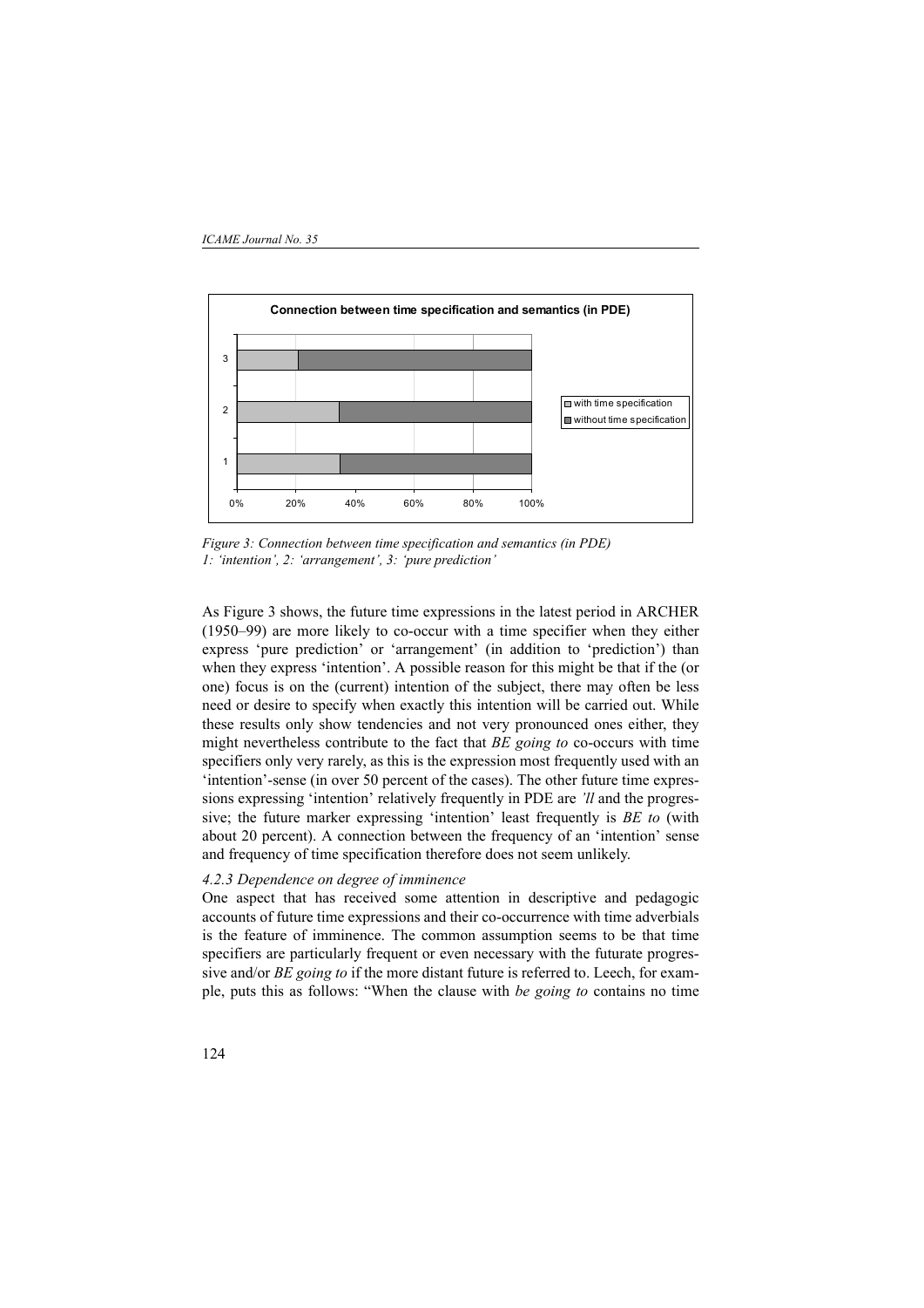**Connection between time specification and semantics (in PDE)**

*Figure 3: Connection between time specification and semantics (in PDE)*
*1: 'intention', 2: 'arrangement', 3: 'pure prediction'*

As Figure 3 shows, the future time expressions in the latest period in ARCHER (1950–99) are more likely to co-occur with a time specifier when they either express 'pure prediction' or 'arrangement' (in addition to 'prediction') than when they express 'intention'. A possible reason for this might be that if the (or one) focus is on the (current) intention of the subject, there may often be less need or desire to specify when exactly this intention will be carried out. While these results only show tendencies and not very pronounced ones either, they might nevertheless contribute to the fact that *BE going to* co-occurs with time specifiers only very rarely, as this is the expression most frequently used with an 'intention'-sense (in over 50 percent of the cases). The other future time expressions expressing 'intention' relatively frequently in PDE are *'ll* and the progressive; the future marker expressing 'intention' least frequently is *BE to* (with about 20 percent). A connection between the frequency of an 'intention' sense and frequency of time specification therefore does not seem unlikely.

#### *4.2.3 Dependence on degree of imminence*

One aspect that has received some attention in descriptive and pedagogic accounts of future time expressions and their co-occurrence with time adverbials is the feature of imminence. The common assumption seems to be that time specifiers are particularly frequent or even necessary with the futurate progressive and/or *BE going to* if the more distant future is referred to. Leech, for example, puts this as follows: "When the clause with *be going to* contains no time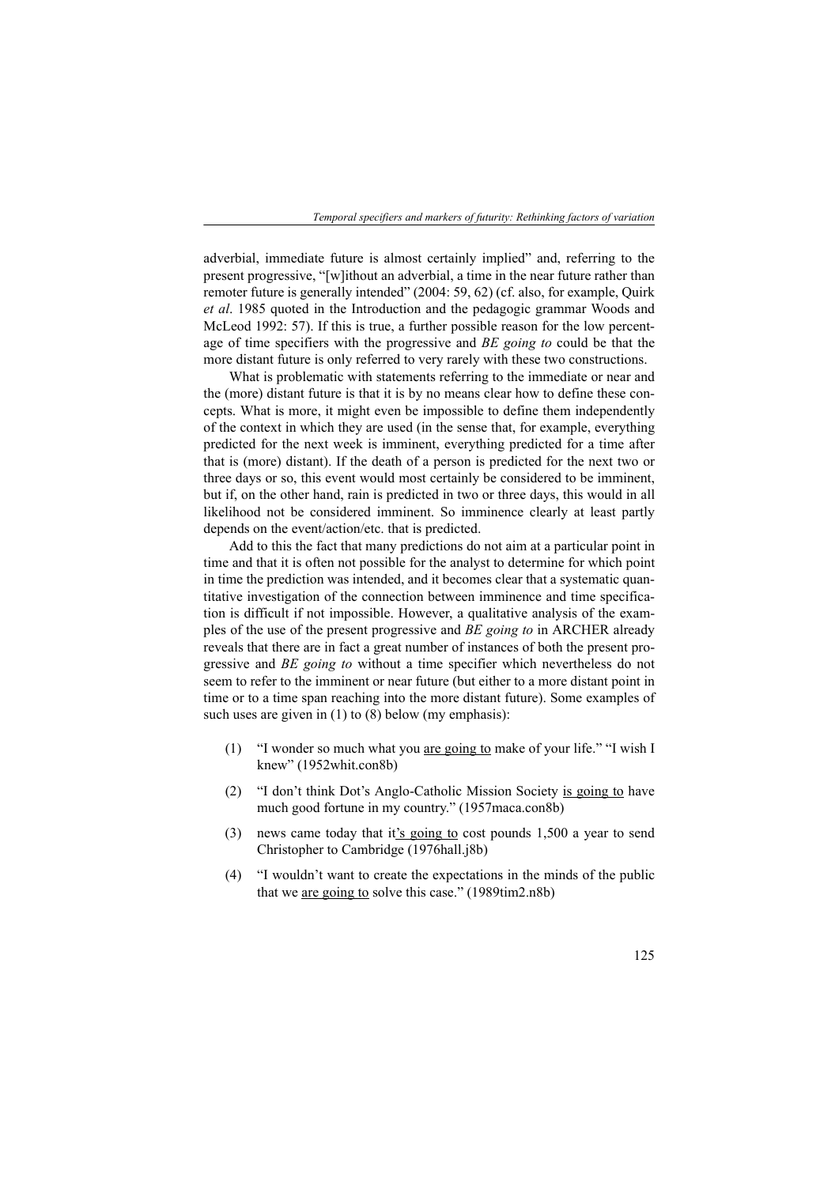adverbial, immediate future is almost certainly implied" and, referring to the present progressive, "[w]ithout an adverbial, a time in the near future rather than remoter future is generally intended" (2004: 59, 62) (cf. also, for example, Quirk *et al*. 1985 quoted in the Introduction and the pedagogic grammar Woods and McLeod 1992: 57). If this is true, a further possible reason for the low percentage of time specifiers with the progressive and *BE going to* could be that the more distant future is only referred to very rarely with these two constructions.

What is problematic with statements referring to the immediate or near and the (more) distant future is that it is by no means clear how to define these concepts. What is more, it might even be impossible to define them independently of the context in which they are used (in the sense that, for example, everything predicted for the next week is imminent, everything predicted for a time after that is (more) distant). If the death of a person is predicted for the next two or three days or so, this event would most certainly be considered to be imminent, but if, on the other hand, rain is predicted in two or three days, this would in all likelihood not be considered imminent. So imminence clearly at least partly depends on the event/action/etc. that is predicted.

Add to this the fact that many predictions do not aim at a particular point in time and that it is often not possible for the analyst to determine for which point in time the prediction was intended, and it becomes clear that a systematic quantitative investigation of the connection between imminence and time specification is difficult if not impossible. However, a qualitative analysis of the examples of the use of the present progressive and *BE going to* in ARCHER already reveals that there are in fact a great number of instances of both the present progressive and *BE going to* without a time specifier which nevertheless do not seem to refer to the imminent or near future (but either to a more distant point in time or to a time span reaching into the more distant future). Some examples of such uses are given in (1) to (8) below (my emphasis):

(1) "I wonder so much what you <u>are going to</u> make of your life." "I wish I knew" (1952whit.con8b)

(2) "I don't think Dot's Anglo-Catholic Mission Society <u>is going to</u> have much good fortune in my country." (1957maca.con8b)

(3) news came today that it<u>'s going to</u> cost pounds 1,500 a year to send Christopher to Cambridge (1976hall.j8b)

(4) "I wouldn't want to create the expectations in the minds of the public that we <u>are going to</u> solve this case." (1989tim2.n8b)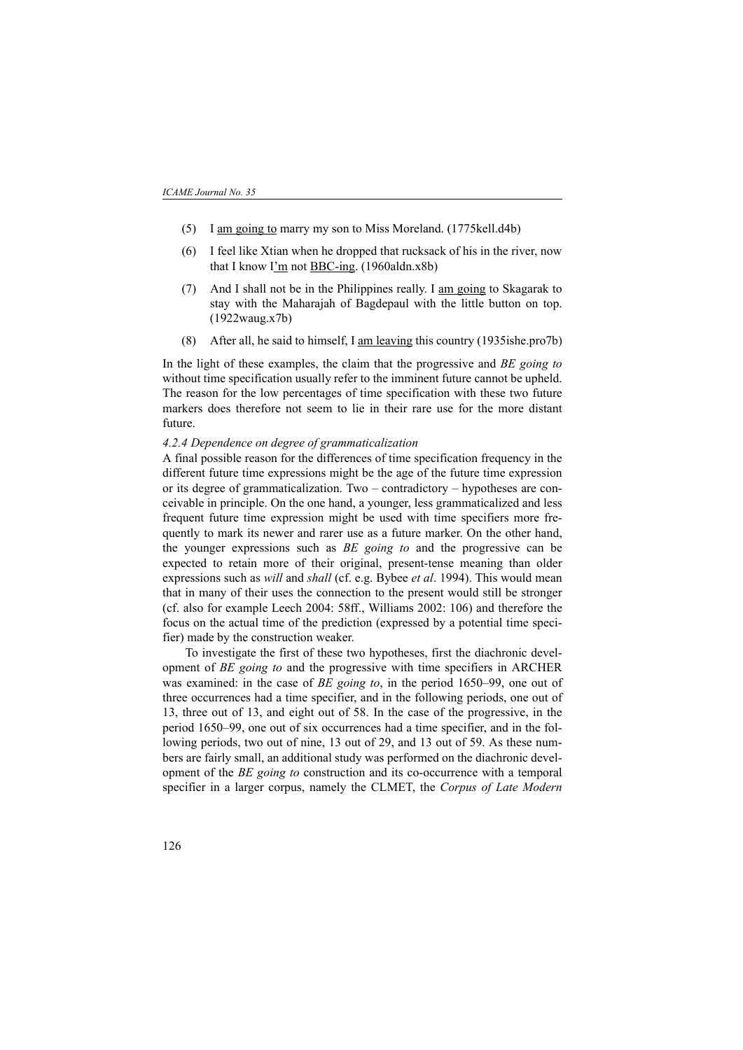(5) I <u>am going to</u> marry my son to Miss Moreland. (1775kell.d4b)

(6) I feel like Xtian when he dropped that rucksack of his in the river, now that I know <u>I'm</u> not <u>BBC-ing</u>. (1960aldn.x8b)

(7) And I shall not be in the Philippines really. I <u>am going</u> to Skagarak to stay with the Maharajah of Bagdepaul with the little button on top. (1922waug.x7b)

(8) After all, he said to himself, I <u>am leaving</u> this country (1935ishe.pro7b)

In the light of these examples, the claim that the progressive and *BE going to* without time specification usually refer to the imminent future cannot be upheld. The reason for the low percentages of time specification with these two future markers does therefore not seem to lie in their rare use for the more distant future.

*4.2.4 Dependence on degree of grammaticalization*

A final possible reason for the differences of time specification frequency in the different future time expressions might be the age of the future time expression or its degree of grammaticalization. Two – contradictory – hypotheses are conceivable in principle. On the one hand, a younger, less grammaticalized and less frequent future time expression might be used with time specifiers more frequently to mark its newer and rarer use as a future marker. On the other hand, the younger expressions such as *BE going to* and the progressive can be expected to retain more of their original, present-tense meaning than older expressions such as *will* and *shall* (cf. e.g. Bybee *et al*. 1994). This would mean that in many of their uses the connection to the present would still be stronger (cf. also for example Leech 2004: 58ff., Williams 2002: 106) and therefore the focus on the actual time of the prediction (expressed by a potential time specifier) made by the construction weaker.

To investigate the first of these two hypotheses, first the diachronic development of *BE going to* and the progressive with time specifiers in ARCHER was examined: in the case of *BE going to*, in the period 1650–99, one out of three occurrences had a time specifier, and in the following periods, one out of 13, three out of 13, and eight out of 58. In the case of the progressive, in the period 1650–99, one out of six occurrences had a time specifier, and in the following periods, two out of nine, 13 out of 29, and 13 out of 59. As these numbers are fairly small, an additional study was performed on the diachronic development of the *BE going to* construction and its co-occurrence with a temporal specifier in a larger corpus, namely the CLMET, the *Corpus of Late Modern*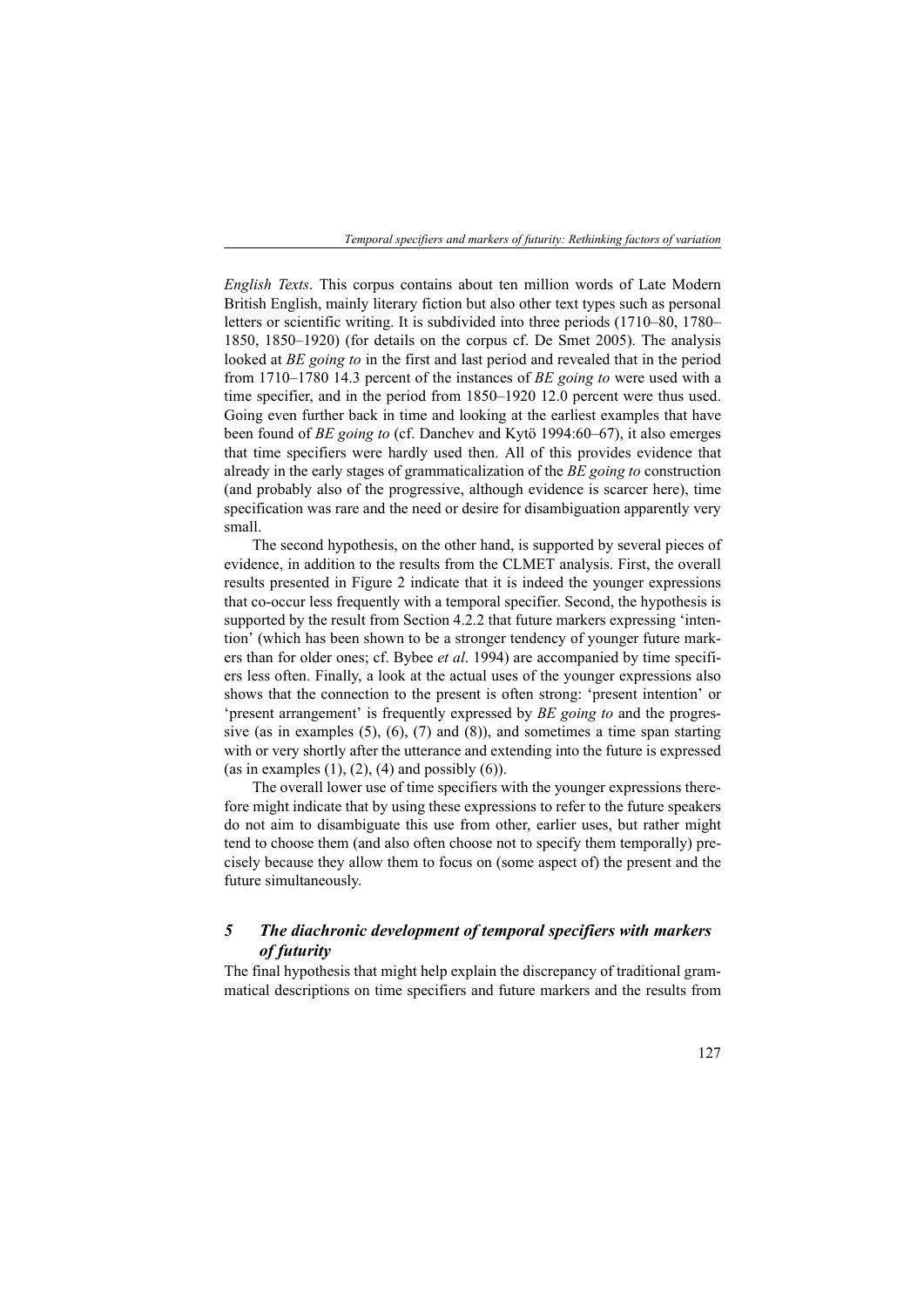*English Texts*. This corpus contains about ten million words of Late Modern British English, mainly literary fiction but also other text types such as personal letters or scientific writing. It is subdivided into three periods (1710–80, 1780–1850, 1850–1920) (for details on the corpus cf. De Smet 2005). The analysis looked at *BE going to* in the first and last period and revealed that in the period from 1710–1780 14.3 percent of the instances of *BE going to* were used with a time specifier, and in the period from 1850–1920 12.0 percent were thus used. Going even further back in time and looking at the earliest examples that have been found of *BE going to* (cf. Danchev and Kytö 1994:60–67), it also emerges that time specifiers were hardly used then. All of this provides evidence that already in the early stages of grammaticalization of the *BE going to* construction (and probably also of the progressive, although evidence is scarcer here), time specification was rare and the need or desire for disambiguation apparently very small.

The second hypothesis, on the other hand, is supported by several pieces of evidence, in addition to the results from the CLMET analysis. First, the overall results presented in Figure 2 indicate that it is indeed the younger expressions that co-occur less frequently with a temporal specifier. Second, the hypothesis is supported by the result from Section 4.2.2 that future markers expressing 'intention' (which has been shown to be a stronger tendency of younger future markers than for older ones; cf. Bybee *et al*. 1994) are accompanied by time specifiers less often. Finally, a look at the actual uses of the younger expressions also shows that the connection to the present is often strong: 'present intention' or 'present arrangement' is frequently expressed by *BE going to* and the progressive (as in examples (5), (6), (7) and (8)), and sometimes a time span starting with or very shortly after the utterance and extending into the future is expressed (as in examples (1), (2), (4) and possibly (6)).

The overall lower use of time specifiers with the younger expressions therefore might indicate that by using these expressions to refer to the future speakers do not aim to disambiguate this use from other, earlier uses, but rather might tend to choose them (and also often choose not to specify them temporally) precisely because they allow them to focus on (some aspect of) the present and the future simultaneously.

## *5 The diachronic development of temporal specifiers with markers of futurity*

The final hypothesis that might help explain the discrepancy of traditional grammatical descriptions on time specifiers and future markers and the results from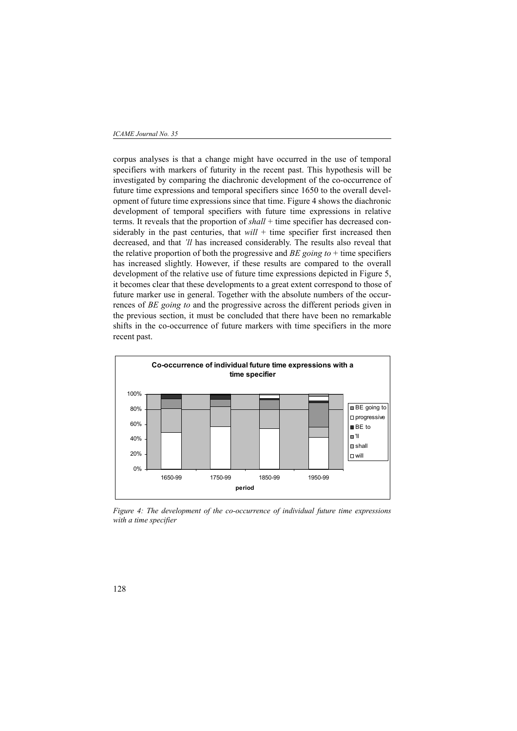corpus analyses is that a change might have occurred in the use of temporal specifiers with markers of futurity in the recent past. This hypothesis will be investigated by comparing the diachronic development of the co-occurrence of future time expressions and temporal specifiers since 1650 to the overall development of future time expressions since that time. Figure 4 shows the diachronic development of temporal specifiers with future time expressions in relative terms. It reveals that the proportion of *shall* + time specifier has decreased considerably in the past centuries, that *will* + time specifier first increased then decreased, and that *'ll* has increased considerably. The results also reveal that the relative proportion of both the progressive and *BE going to* + time specifiers has increased slightly. However, if these results are compared to the overall development of the relative use of future time expressions depicted in Figure 5, it becomes clear that these developments to a great extent correspond to those of future marker use in general. Together with the absolute numbers of the occurrences of *BE going to* and the progressive across the different periods given in the previous section, it must be concluded that there have been no remarkable shifts in the co-occurrence of future markers with time specifiers in the more recent past.

*Figure 4: The development of the co-occurrence of individual future time expressions with a time specifier*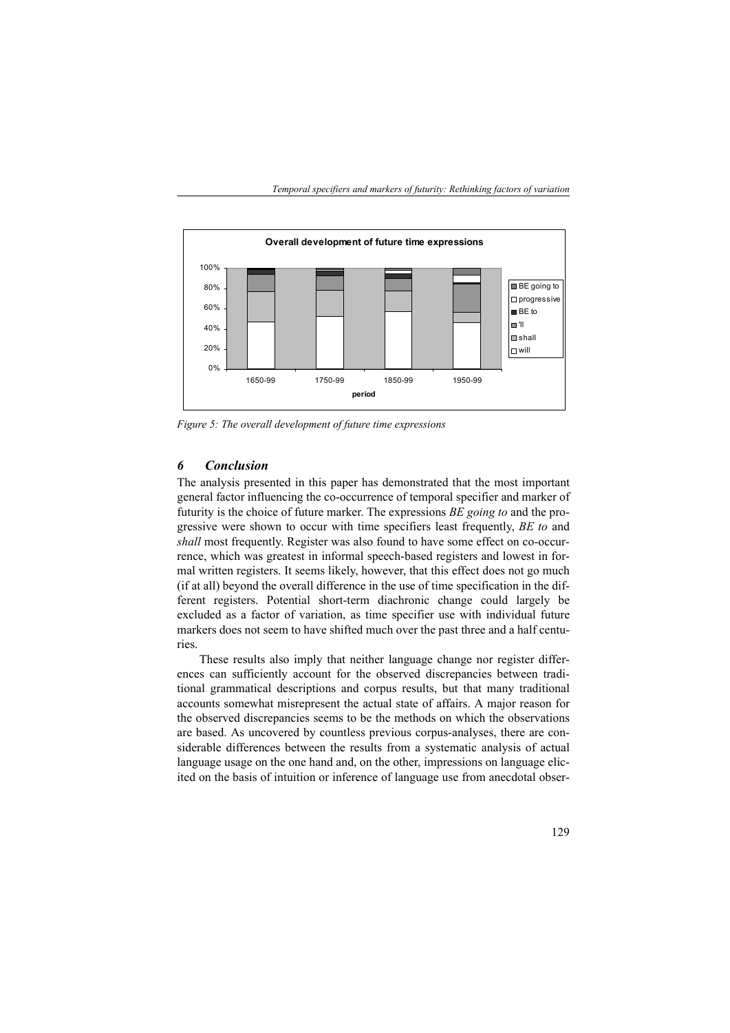*Figure 5: The overall development of future time expressions*

## *6 Conclusion*

The analysis presented in this paper has demonstrated that the most important general factor influencing the co-occurrence of temporal specifier and marker of futurity is the choice of future marker. The expressions *BE going to* and the progressive were shown to occur with time specifiers least frequently, *BE to* and *shall* most frequently. Register was also found to have some effect on co-occurrence, which was greatest in informal speech-based registers and lowest in formal written registers. It seems likely, however, that this effect does not go much (if at all) beyond the overall difference in the use of time specification in the different registers. Potential short-term diachronic change could largely be excluded as a factor of variation, as time specifier use with individual future markers does not seem to have shifted much over the past three and a half centuries.

These results also imply that neither language change nor register differences can sufficiently account for the observed discrepancies between traditional grammatical descriptions and corpus results, but that many traditional accounts somewhat misrepresent the actual state of affairs. A major reason for the observed discrepancies seems to be the methods on which the observations are based. As uncovered by countless previous corpus-analyses, there are considerable differences between the results from a systematic analysis of actual language usage on the one hand and, on the other, impressions on language elicited on the basis of intuition or inference of language use from anecdotal obser-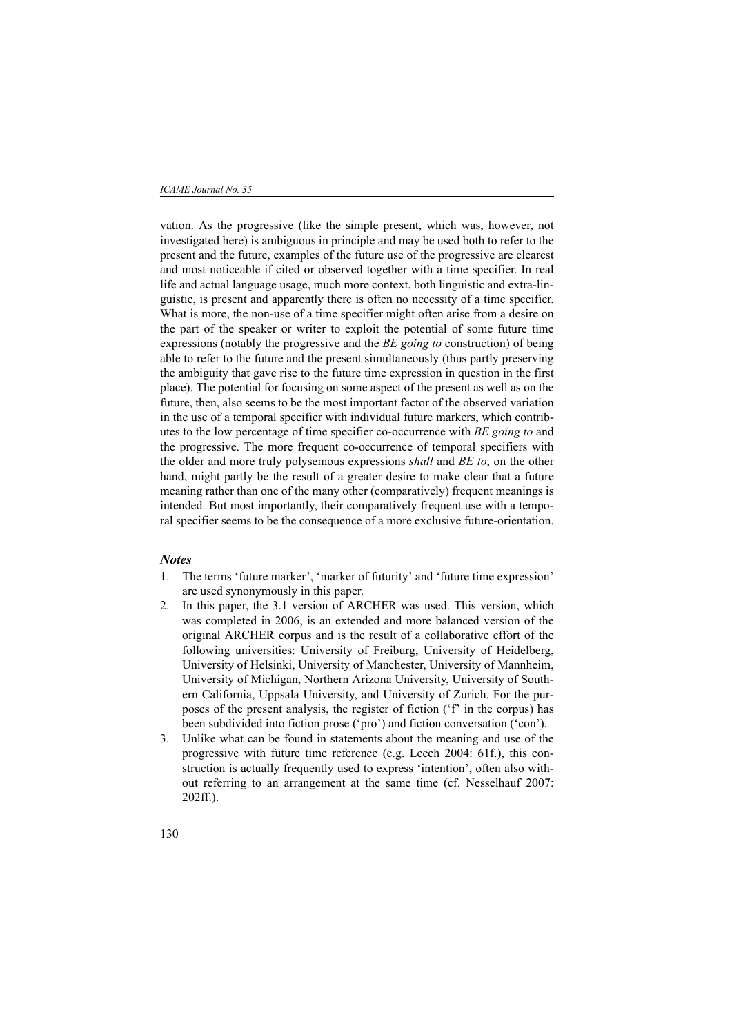vation. As the progressive (like the simple present, which was, however, not investigated here) is ambiguous in principle and may be used both to refer to the present and the future, examples of the future use of the progressive are clearest and most noticeable if cited or observed together with a time specifier. In real life and actual language usage, much more context, both linguistic and extra-linguistic, is present and apparently there is often no necessity of a time specifier. What is more, the non-use of a time specifier might often arise from a desire on the part of the speaker or writer to exploit the potential of some future time expressions (notably the progressive and the *BE going to* construction) of being able to refer to the future and the present simultaneously (thus partly preserving the ambiguity that gave rise to the future time expression in question in the first place). The potential for focusing on some aspect of the present as well as on the future, then, also seems to be the most important factor of the observed variation in the use of a temporal specifier with individual future markers, which contributes to the low percentage of time specifier co-occurrence with *BE going to* and the progressive. The more frequent co-occurrence of temporal specifiers with the older and more truly polysemous expressions *shall* and *BE to*, on the other hand, might partly be the result of a greater desire to make clear that a future meaning rather than one of the many other (comparatively) frequent meanings is intended. But most importantly, their comparatively frequent use with a temporal specifier seems to be the consequence of a more exclusive future-orientation.

### *Notes*

1. The terms 'future marker', 'marker of futurity' and 'future time expression' are used synonymously in this paper.
2. In this paper, the 3.1 version of ARCHER was used. This version, which was completed in 2006, is an extended and more balanced version of the original ARCHER corpus and is the result of a collaborative effort of the following universities: University of Freiburg, University of Heidelberg, University of Helsinki, University of Manchester, University of Mannheim, University of Michigan, Northern Arizona University, University of Southern California, Uppsala University, and University of Zurich. For the purposes of the present analysis, the register of fiction ('f' in the corpus) has been subdivided into fiction prose ('pro') and fiction conversation ('con').
3. Unlike what can be found in statements about the meaning and use of the progressive with future time reference (e.g. Leech 2004: 61f.), this construction is actually frequently used to express 'intention', often also without referring to an arrangement at the same time (cf. Nesselhauf 2007: 202ff.).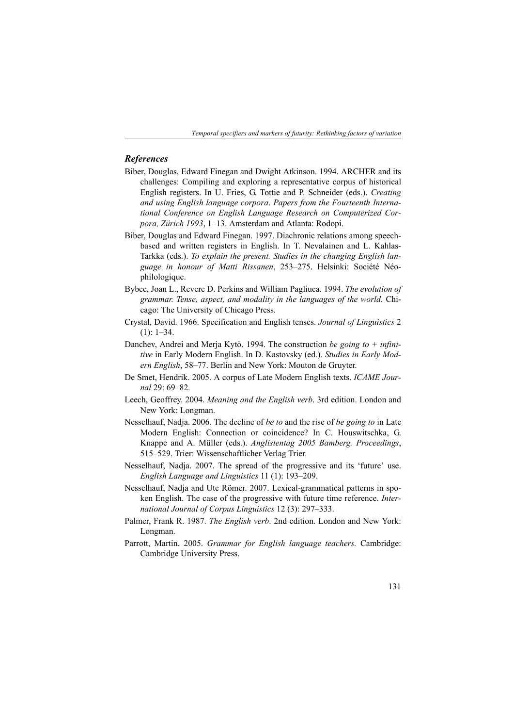## *References*

Biber, Douglas, Edward Finegan and Dwight Atkinson. 1994. ARCHER and its challenges: Compiling and exploring a representative corpus of historical English registers. In U. Fries, G. Tottie and P. Schneider (eds.). *Creating and using English language corpora*. *Papers from the Fourteenth International Conference on English Language Research on Computerized Corpora, Zürich 1993*, 1–13. Amsterdam and Atlanta: Rodopi.

Biber, Douglas and Edward Finegan. 1997. Diachronic relations among speech-based and written registers in English. In T. Nevalainen and L. Kahlas-Tarkka (eds.). *To explain the present. Studies in the changing English language in honour of Matti Rissanen*, 253–275. Helsinki: Société Néophilologique.

Bybee, Joan L., Revere D. Perkins and William Pagliuca. 1994. *The evolution of grammar. Tense, aspect, and modality in the languages of the world.* Chicago: The University of Chicago Press.

Crystal, David. 1966. Specification and English tenses. *Journal of Linguistics* 2 (1): 1–34.

Danchev, Andrei and Merja Kytö. 1994. The construction *be going to + infinitive* in Early Modern English. In D. Kastovsky (ed.). *Studies in Early Modern English*, 58–77. Berlin and New York: Mouton de Gruyter.

De Smet, Hendrik. 2005. A corpus of Late Modern English texts. *ICAME Journal* 29: 69–82.

Leech, Geoffrey. 2004. *Meaning and the English verb*. 3rd edition. London and New York: Longman.

Nesselhauf, Nadja. 2006. The decline of *be to* and the rise of *be going to* in Late Modern English: Connection or coincidence? In C. Houswitschka, G. Knappe and A. Müller (eds.). *Anglistentag 2005 Bamberg. Proceedings*, 515–529. Trier: Wissenschaftlicher Verlag Trier.

Nesselhauf, Nadja. 2007. The spread of the progressive and its 'future' use. *English Language and Linguistics* 11 (1): 193–209.

Nesselhauf, Nadja and Ute Römer. 2007. Lexical-grammatical patterns in spoken English. The case of the progressive with future time reference. *International Journal of Corpus Linguistics* 12 (3): 297–333.

Palmer, Frank R. 1987. *The English verb*. 2nd edition. London and New York: Longman.

Parrott, Martin. 2005. *Grammar for English language teachers.* Cambridge: Cambridge University Press.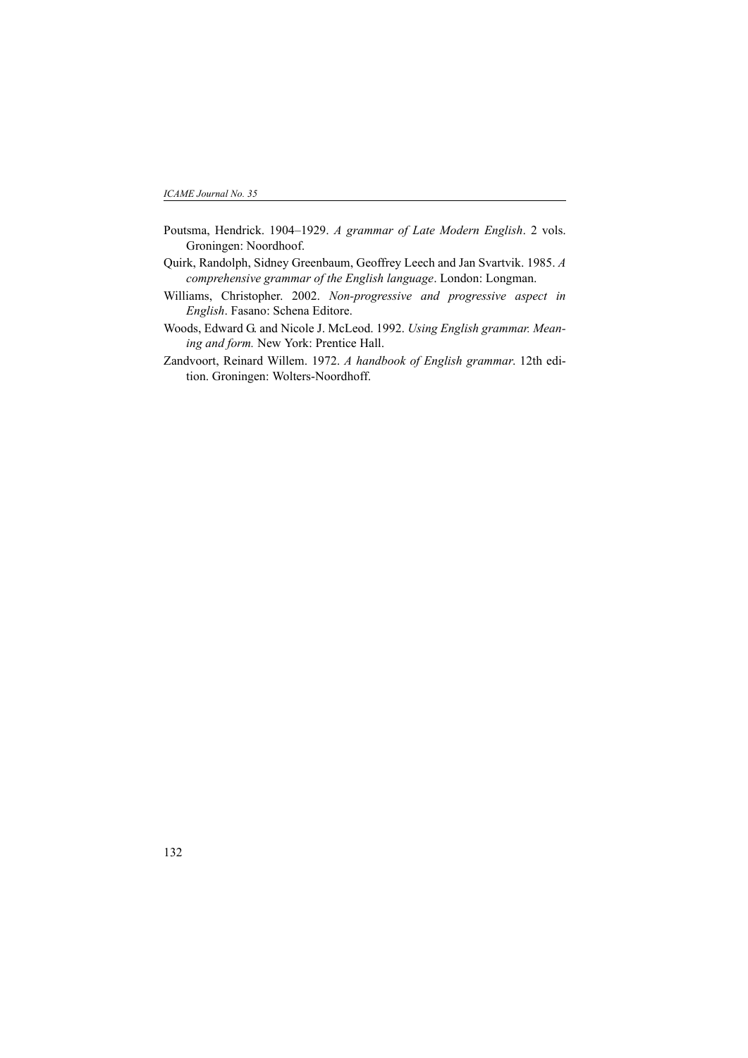Poutsma, Hendrick. 1904–1929. *A grammar of Late Modern English*. 2 vols. Groningen: Noordhoof.

Quirk, Randolph, Sidney Greenbaum, Geoffrey Leech and Jan Svartvik. 1985. *A comprehensive grammar of the English language*. London: Longman.

Williams, Christopher. 2002. *Non-progressive and progressive aspect in English*. Fasano: Schena Editore.

Woods, Edward G. and Nicole J. McLeod. 1992. *Using English grammar. Meaning and form.* New York: Prentice Hall.

Zandvoort, Reinard Willem. 1972. *A handbook of English grammar*. 12th edition. Groningen: Wolters-Noordhoff.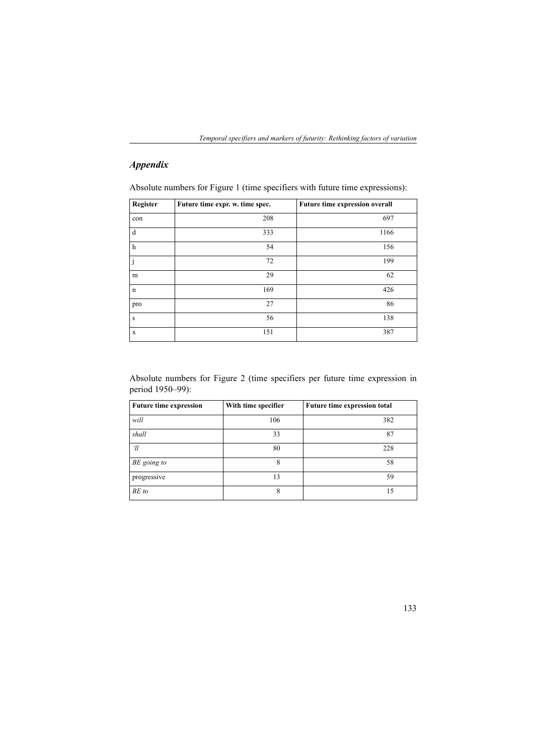## *Appendix*

Absolute numbers for Figure 1 (time specifiers with future time expressions):

| Register | Future time expr. w. time spec. | Future time expression overall |
|---|---|---|
| con | 208 | 697 |
| d | 333 | 1166 |
| h | 54 | 156 |
| j | 72 | 199 |
| m | 29 | 62 |
| n | 169 | 426 |
| pro | 27 | 86 |
| s | 56 | 138 |
| x | 151 | 387 |

Absolute numbers for Figure 2 (time specifiers per future time expression in period 1950–99):

| Future time expression | With time specifier | Future time expression total |
|---|---|---|
| *will* | 106 | 382 |
| *shall* | 33 | 87 |
| *'ll* | 80 | 228 |
| *BE going to* | 8 | 58 |
| progressive | 13 | 59 |
| *BE to* | 8 | 15 |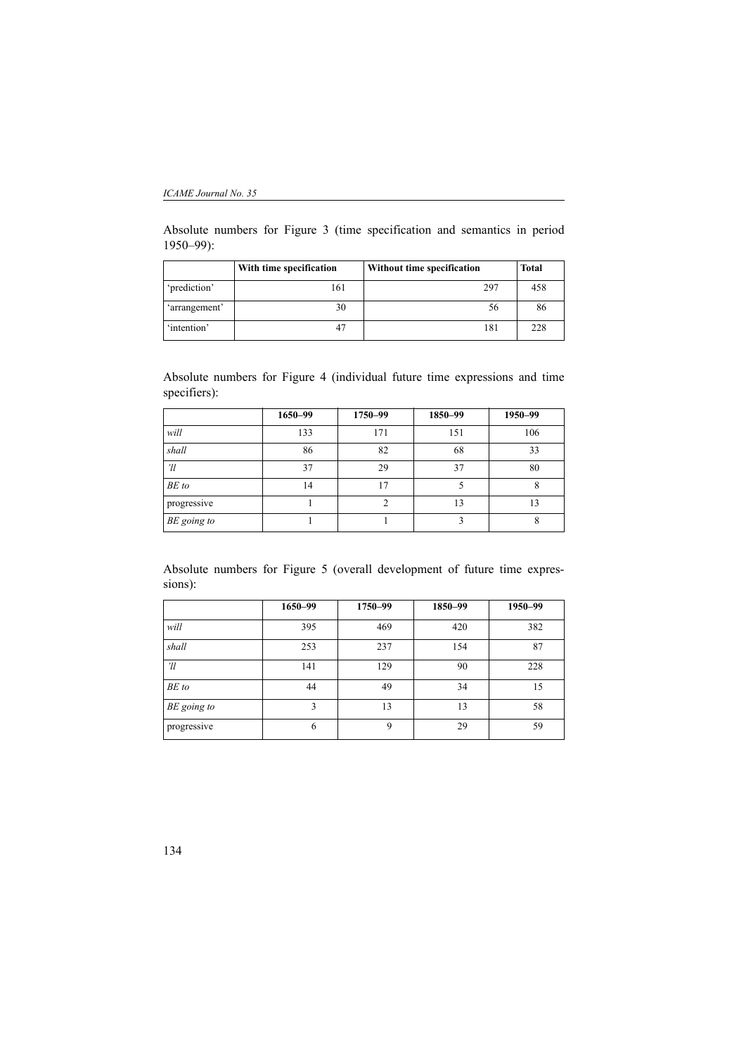Absolute numbers for Figure 3 (time specification and semantics in period 1950–99):

| | **With time specification** | **Without time specification** | **Total** |
|---|---|---|---|
| ‘prediction’ | 161 | 297 | 458 |
| ‘arrangement’ | 30 | 56 | 86 |
| ‘intention’ | 47 | 181 | 228 |

Absolute numbers for Figure 4 (individual future time expressions and time specifiers):

| | **1650–99** | **1750–99** | **1850–99** | **1950–99** |
|---|---|---|---|---|
| *will* | 133 | 171 | 151 | 106 |
| *shall* | 86 | 82 | 68 | 33 |
| *'ll* | 37 | 29 | 37 | 80 |
| *BE to* | 14 | 17 | 5 | 8 |
| progressive | 1 | 2 | 13 | 13 |
| *BE going to* | 1 | 1 | 3 | 8 |

Absolute numbers for Figure 5 (overall development of future time expressions):

| | **1650–99** | **1750–99** | **1850–99** | **1950–99** |
|---|---|---|---|---|
| *will* | 395 | 469 | 420 | 382 |
| *shall* | 253 | 237 | 154 | 87 |
| *'ll* | 141 | 129 | 90 | 228 |
| *BE to* | 44 | 49 | 34 | 15 |
| *BE going to* | 3 | 13 | 13 | 58 |
| progressive | 6 | 9 | 29 | 59 |